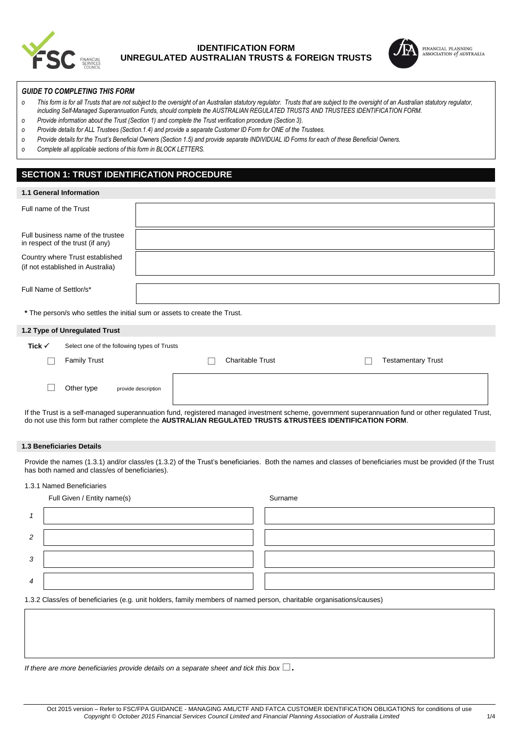# IDENTIFICATION FORM
## UNREGULATED AUSTRALIAN TRUSTS & FOREIGN TRUSTS

***GUIDE TO COMPLETING THIS FORM***

- *This form is for all Trusts that are not subject to the oversight of an Australian statutory regulator. Trusts that are subject to the oversight of an Australian statutory regulator, including Self-Managed Superannuation Funds, should complete the AUSTRALIAN REGULATED TRUSTS AND TRUSTEES IDENTIFICATION FORM.*
- *Provide information about the Trust (Section 1) and complete the Trust verification procedure (Section 3).*
- *Provide details for ALL Trustees (Section.1.4) and provide a separate Customer ID Form for ONE of the Trustees.*
- *Provide details for the Trust's Beneficial Owners (Section 1.5) and provide separate INDIVIDUAL ID Forms for each of these Beneficial Owners.*
- *Complete all applicable sections of this form in BLOCK LETTERS.*

## SECTION 1: TRUST IDENTIFICATION PROCEDURE

### 1.1 General Information

| | |
|---|---|
| Full name of the Trust | |
| Full business name of the trustee in respect of the trust (if any) | |
| Country where Trust established (if not established in Australia) | |
| Full Name of Settlor/s* | |

**\*** The person/s who settles the initial sum or assets to create the Trust.

### 1.2 Type of Unregulated Trust

**Tick ✓** Select one of the following types of Trusts

☐ Family Trust ☐ Charitable Trust ☐ Testamentary Trust

☐ Other type provide description ____________________

If the Trust is a self-managed superannuation fund, registered managed investment scheme, government superannuation fund or other regulated Trust, do not use this form but rather complete the **AUSTRALIAN REGULATED TRUSTS &TRUSTEES IDENTIFICATION FORM**.

### 1.3 Beneficiaries Details

Provide the names (1.3.1) and/or class/es (1.3.2) of the Trust's beneficiaries. Both the names and classes of beneficiaries must be provided (if the Trust has both named and class/es of beneficiaries).

1.3.1 Named Beneficiaries

| | Full Given / Entity name(s) | Surname |
|---|---|---|
| *1* | | |
| *2* | | |
| *3* | | |
| *4* | | |

1.3.2 Class/es of beneficiaries (e.g. unit holders, family members of named person, charitable organisations/causes)

____________________

*If there are more beneficiaries provide details on a separate sheet and tick this box* ☐**.**

Oct 2015 version – Refer to FSC/FPA GUIDANCE - MANAGING AML/CTF AND FATCA CUSTOMER IDENTIFICATION OBLIGATIONS for conditions of use
*Copyright © October 2015 Financial Services Council Limited and Financial Planning Association of Australia Limited*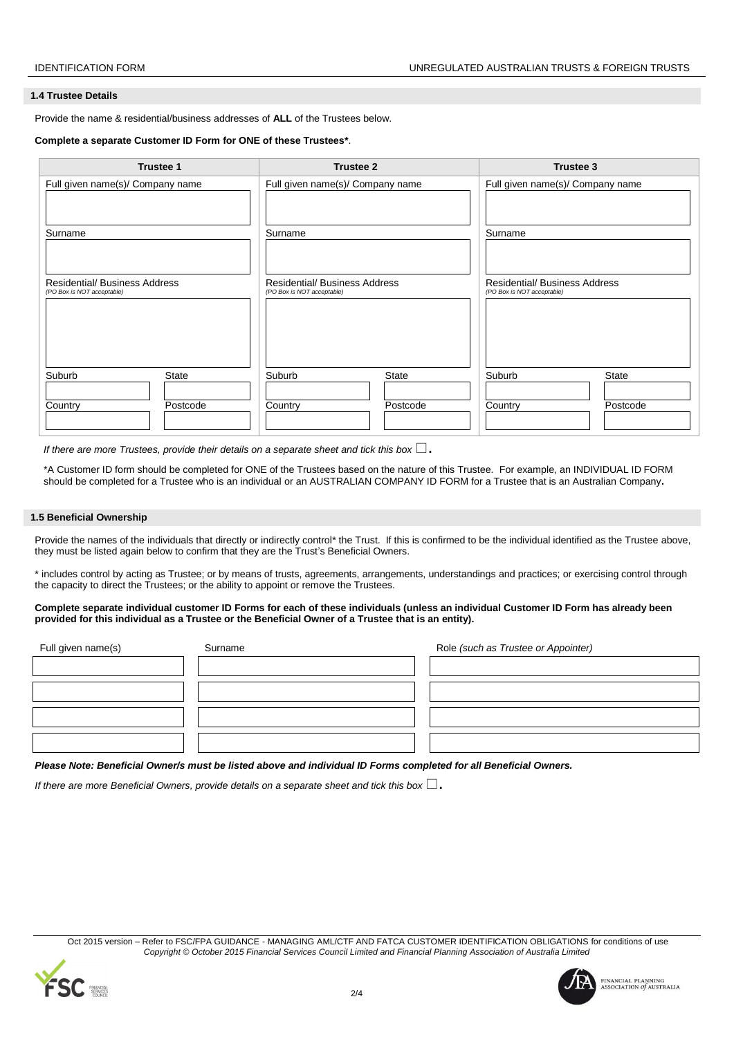### 1.4 Trustee Details

Provide the name & residential/business addresses of **ALL** of the Trustees below.

**Complete a separate Customer ID Form for ONE of these Trustees\***.

| Trustee 1 | | Trustee 2 | | Trustee 3 | |
|---|---|---|---|---|---|
| Full given name(s)/ Company name | | Full given name(s)/ Company name | | Full given name(s)/ Company name | |
| | | | | | |
| Surname | | Surname | | Surname | |
| | | | | | |
| Residential/ Business Address *(PO Box is NOT acceptable)* | | Residential/ Business Address *(PO Box is NOT acceptable)* | | Residential/ Business Address *(PO Box is NOT acceptable)* | |
| | | | | | |
| Suburb | State | Suburb | State | Suburb | State |
| | | | | | |
| Country | Postcode | Country | Postcode | Country | Postcode |
| | | | | | |

*If there are more Trustees, provide their details on a separate sheet and tick this box* ☐.

\*A Customer ID form should be completed for ONE of the Trustees based on the nature of this Trustee. For example, an INDIVIDUAL ID FORM should be completed for a Trustee who is an individual or an AUSTRALIAN COMPANY ID FORM for a Trustee that is an Australian Company.

### 1.5 Beneficial Ownership

Provide the names of the individuals that directly or indirectly control\* the Trust. If this is confirmed to be the individual identified as the Trustee above, they must be listed again below to confirm that they are the Trust's Beneficial Owners.

\* includes control by acting as Trustee; or by means of trusts, agreements, arrangements, understandings and practices; or exercising control through the capacity to direct the Trustees; or the ability to appoint or remove the Trustees.

**Complete separate individual customer ID Forms for each of these individuals (unless an individual Customer ID Form has already been provided for this individual as a Trustee or the Beneficial Owner of a Trustee that is an entity).**

| Full given name(s) | Surname | Role *(such as Trustee or Appointer)* |
|---|---|---|
| | | |
| | | |
| | | |
| | | |

***Please Note: Beneficial Owner/s must be listed above and individual ID Forms completed for all Beneficial Owners.***

*If there are more Beneficial Owners, provide details on a separate sheet and tick this box* ☐.

Oct 2015 version – Refer to FSC/FPA GUIDANCE - MANAGING AML/CTF AND FATCA CUSTOMER IDENTIFICATION OBLIGATIONS for conditions of use
*Copyright © October 2015 Financial Services Council Limited and Financial Planning Association of Australia Limited*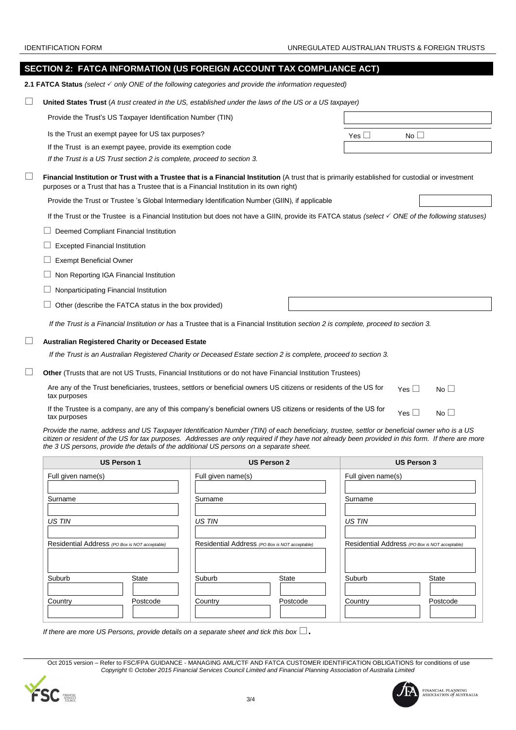## SECTION 2: FATCA INFORMATION (US FOREIGN ACCOUNT TAX COMPLIANCE ACT)

**2.1 FATCA Status** *(select ✓ only ONE of the following categories and provide the information requested)*

☐ **United States Trust** (*A trust created in the US, established under the laws of the US or a US taxpayer)*

Provide the Trust's US Taxpayer Identification Number (TIN)

Is the Trust an exempt payee for US tax purposes? Yes ☐ No ☐

If the Trust is an exempt payee, provide its exemption code

*If the Trust is a US Trust section 2 is complete, proceed to section 3.*

☐ **Financial Institution or Trust with a Trustee that is a Financial Institution** (A trust that is primarily established for custodial or investment purposes or a Trust that has a Trustee that is a Financial Institution in its own right)

Provide the Trust or Trustee 's Global Intermediary Identification Number (GIIN), if applicable

If the Trust or the Trustee is a Financial Institution but does not have a GIIN, provide its FATCA status *(select ✓ ONE of the following statuses)*

- ☐ Deemed Compliant Financial Institution
- ☐ Excepted Financial Institution
- ☐ Exempt Beneficial Owner
- ☐ Non Reporting IGA Financial Institution
- ☐ Nonparticipating Financial Institution
- ☐ Other (describe the FATCA status in the box provided)

*If the Trust is a Financial Institution or has* a Trustee that is a Financial Institution *section 2 is complete, proceed to section 3.*

☐ **Australian Registered Charity or Deceased Estate**

*If the Trust is an Australian Registered Charity or Deceased Estate section 2 is complete, proceed to section 3.*

☐ **Other** (Trusts that are not US Trusts, Financial Institutions or do not have Financial Institution Trustees)

Are any of the Trust beneficiaries, trustees, settlors or beneficial owners US citizens or residents of the US for tax purposes Yes ☐ No ☐

If the Trustee is a company, are any of this company's beneficial owners US citizens or residents of the US for tax purposes Yes ☐ No ☐

*Provide the name, address and US Taxpayer Identification Number (TIN) of each beneficiary, trustee, settlor or beneficial owner who is a US citizen or resident of the US for tax purposes. Addresses are only required if they have not already been provided in this form. If there are more the 3 US persons, provide the details of the additional US persons on a separate sheet.*

| US Person 1 | | US Person 2 | | US Person 3 | |
|---|---|---|---|---|---|
| Full given name(s) | | Full given name(s) | | Full given name(s) | |
| Surname | | Surname | | Surname | |
| *US TIN* | | *US TIN* | | *US TIN* | |
| Residential Address *(PO Box is NOT acceptable)* | | Residential Address *(PO Box is NOT acceptable)* | | Residential Address *(PO Box is NOT acceptable)* | |
| Suburb | State | Suburb | State | Suburb | State |
| Country | Postcode | Country | Postcode | Country | Postcode |

*If there are more US Persons, provide details on a separate sheet and tick this box* ☐.

Oct 2015 version – Refer to FSC/FPA GUIDANCE - MANAGING AML/CTF AND FATCA CUSTOMER IDENTIFICATION OBLIGATIONS for conditions of use
*Copyright © October 2015 Financial Services Council Limited and Financial Planning Association of Australia Limited*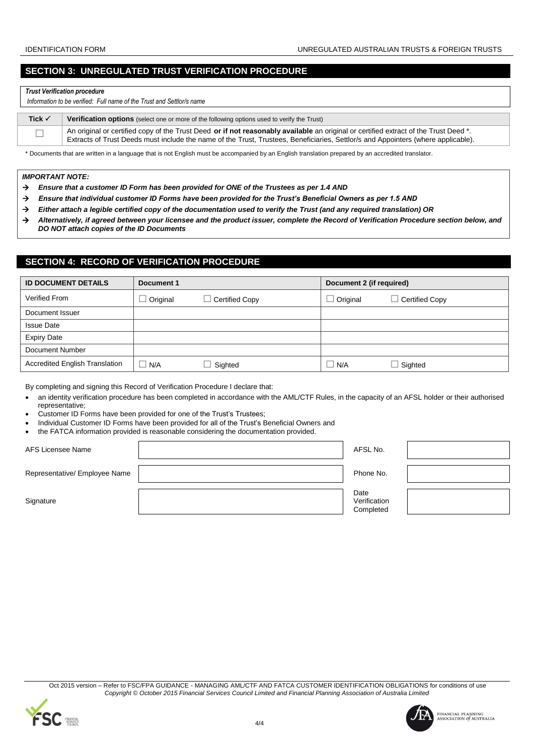## SECTION 3: UNREGULATED TRUST VERIFICATION PROCEDURE

***Trust Verification procedure***

*Information to be verified: Full name of the Trust and Settlor/s name*

| Tick ✓ | **Verification options** (select one or more of the following options used to verify the Trust) |
|---|---|
| ☐ | An original or certified copy of the Trust Deed **or if not reasonably available** an original or certified extract of the Trust Deed *. Extracts of Trust Deeds must include the name of the Trust, Trustees, Beneficiaries, Settlor/s and Appointers (where applicable). |

* Documents that are written in a language that is not English must be accompanied by an English translation prepared by an accredited translator.

***IMPORTANT NOTE:***

- → ***Ensure that a customer ID Form has been provided for ONE of the Trustees as per 1.4 AND***
- → ***Ensure that individual customer ID Forms have been provided for the Trust's Beneficial Owners as per 1.5 AND***
- → ***Either attach a legible certified copy of the documentation used to verify the Trust (and any required translation) OR***
- → ***Alternatively, if agreed between your licensee and the product issuer, complete the Record of Verification Procedure section below, and DO NOT attach copies of the ID Documents***

## SECTION 4: RECORD OF VERIFICATION PROCEDURE

| ID DOCUMENT DETAILS | Document 1 | Document 2 (if required) |
|---|---|---|
| Verified From | ☐ Original ☐ Certified Copy | ☐ Original ☐ Certified Copy |
| Document Issuer | | |
| Issue Date | | |
| Expiry Date | | |
| Document Number | | |
| Accredited English Translation | ☐ N/A ☐ Sighted | ☐ N/A ☐ Sighted |

By completing and signing this Record of Verification Procedure I declare that:

- an identity verification procedure has been completed in accordance with the AML/CTF Rules, in the capacity of an AFSL holder or their authorised representative;
- Customer ID Forms have been provided for one of the Trust's Trustees;
- Individual Customer ID Forms have been provided for all of the Trust's Beneficial Owners and
- the FATCA information provided is reasonable considering the documentation provided.

| | | | |
|---|---|---|---|
| AFS Licensee Name | | AFSL No. | |
| Representative/ Employee Name | | Phone No. | |
| Signature | | Date Verification Completed | |

Oct 2015 version – Refer to FSC/FPA GUIDANCE - MANAGING AML/CTF AND FATCA CUSTOMER IDENTIFICATION OBLIGATIONS for conditions of use

*Copyright © October 2015 Financial Services Council Limited and Financial Planning Association of Australia Limited*